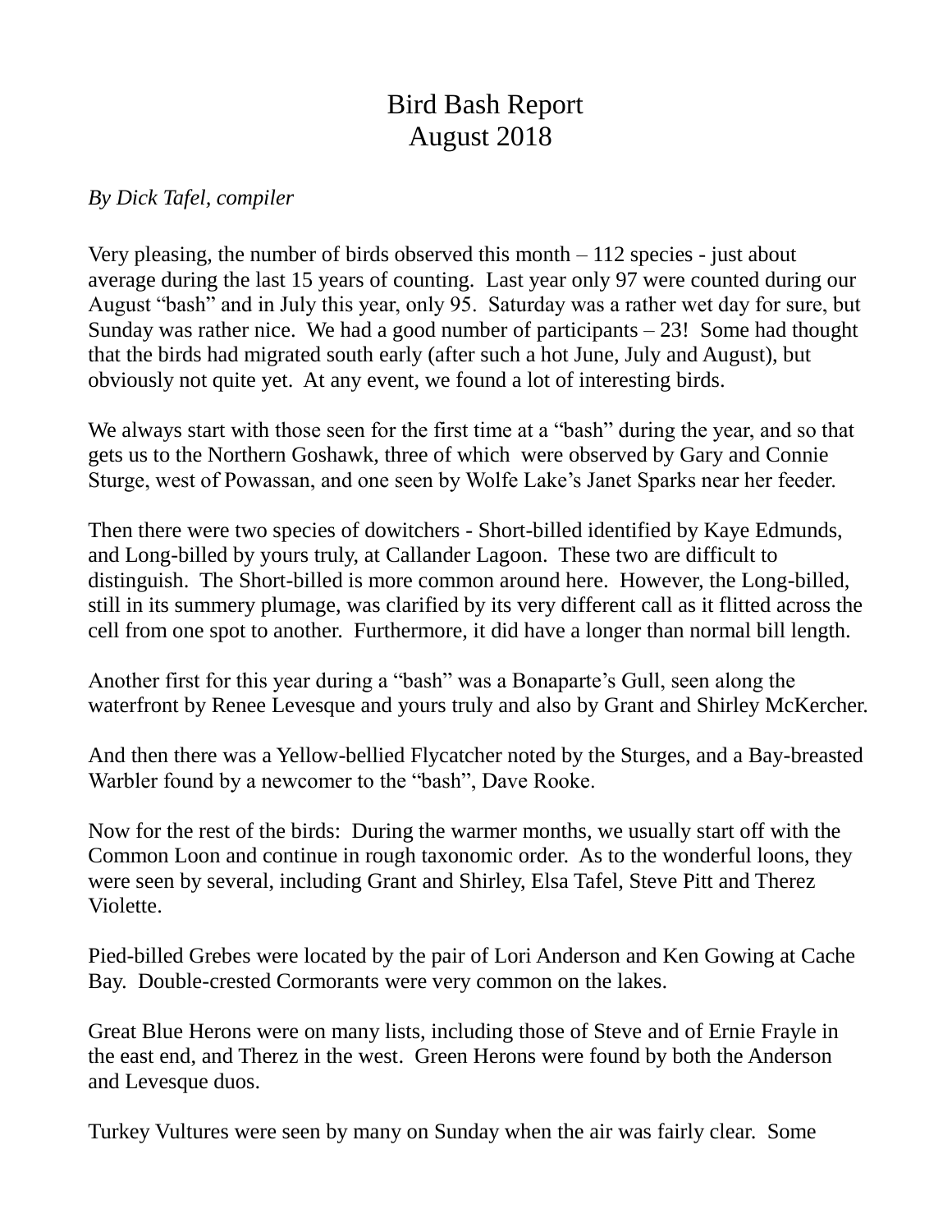# Bird Bash Report
# August 2018

*By Dick Tafel, compiler*

Very pleasing, the number of birds observed this month – 112 species - just about average during the last 15 years of counting. Last year only 97 were counted during our August "bash" and in July this year, only 95. Saturday was a rather wet day for sure, but Sunday was rather nice. We had a good number of participants – 23! Some had thought that the birds had migrated south early (after such a hot June, July and August), but obviously not quite yet. At any event, we found a lot of interesting birds.

We always start with those seen for the first time at a "bash" during the year, and so that gets us to the Northern Goshawk, three of which were observed by Gary and Connie Sturge, west of Powassan, and one seen by Wolfe Lake's Janet Sparks near her feeder.

Then there were two species of dowitchers - Short-billed identified by Kaye Edmunds, and Long-billed by yours truly, at Callander Lagoon. These two are difficult to distinguish. The Short-billed is more common around here. However, the Long-billed, still in its summery plumage, was clarified by its very different call as it flitted across the cell from one spot to another. Furthermore, it did have a longer than normal bill length.

Another first for this year during a "bash" was a Bonaparte's Gull, seen along the waterfront by Renee Levesque and yours truly and also by Grant and Shirley McKercher.

And then there was a Yellow-bellied Flycatcher noted by the Sturges, and a Bay-breasted Warbler found by a newcomer to the "bash", Dave Rooke.

Now for the rest of the birds: During the warmer months, we usually start off with the Common Loon and continue in rough taxonomic order. As to the wonderful loons, they were seen by several, including Grant and Shirley, Elsa Tafel, Steve Pitt and Therez Violette.

Pied-billed Grebes were located by the pair of Lori Anderson and Ken Gowing at Cache Bay. Double-crested Cormorants were very common on the lakes.

Great Blue Herons were on many lists, including those of Steve and of Ernie Frayle in the east end, and Therez in the west. Green Herons were found by both the Anderson and Levesque duos.

Turkey Vultures were seen by many on Sunday when the air was fairly clear. Some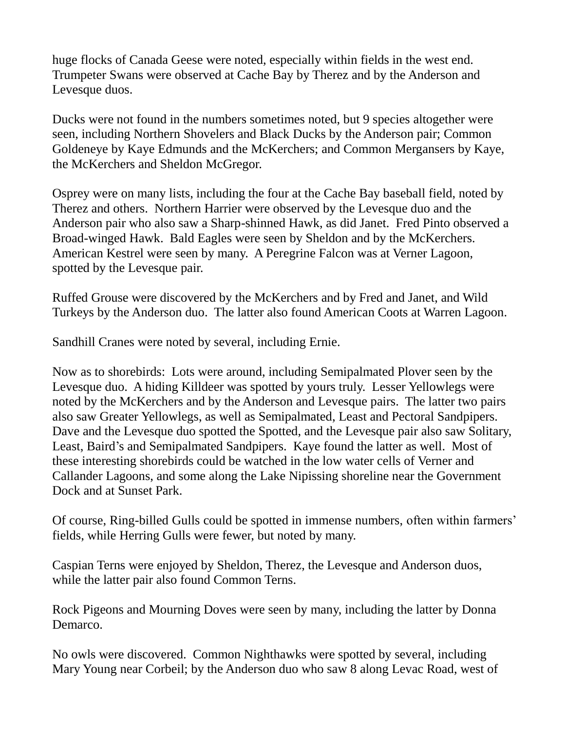huge flocks of Canada Geese were noted, especially within fields in the west end. Trumpeter Swans were observed at Cache Bay by Therez and by the Anderson and Levesque duos.

Ducks were not found in the numbers sometimes noted, but 9 species altogether were seen, including Northern Shovelers and Black Ducks by the Anderson pair; Common Goldeneye by Kaye Edmunds and the McKerchers; and Common Mergansers by Kaye, the McKerchers and Sheldon McGregor.

Osprey were on many lists, including the four at the Cache Bay baseball field, noted by Therez and others. Northern Harrier were observed by the Levesque duo and the Anderson pair who also saw a Sharp-shinned Hawk, as did Janet. Fred Pinto observed a Broad-winged Hawk. Bald Eagles were seen by Sheldon and by the McKerchers. American Kestrel were seen by many. A Peregrine Falcon was at Verner Lagoon, spotted by the Levesque pair.

Ruffed Grouse were discovered by the McKerchers and by Fred and Janet, and Wild Turkeys by the Anderson duo. The latter also found American Coots at Warren Lagoon.

Sandhill Cranes were noted by several, including Ernie.

Now as to shorebirds: Lots were around, including Semipalmated Plover seen by the Levesque duo. A hiding Killdeer was spotted by yours truly. Lesser Yellowlegs were noted by the McKerchers and by the Anderson and Levesque pairs. The latter two pairs also saw Greater Yellowlegs, as well as Semipalmated, Least and Pectoral Sandpipers. Dave and the Levesque duo spotted the Spotted, and the Levesque pair also saw Solitary, Least, Baird's and Semipalmated Sandpipers. Kaye found the latter as well. Most of these interesting shorebirds could be watched in the low water cells of Verner and Callander Lagoons, and some along the Lake Nipissing shoreline near the Government Dock and at Sunset Park.

Of course, Ring-billed Gulls could be spotted in immense numbers, often within farmers' fields, while Herring Gulls were fewer, but noted by many.

Caspian Terns were enjoyed by Sheldon, Therez, the Levesque and Anderson duos, while the latter pair also found Common Terns.

Rock Pigeons and Mourning Doves were seen by many, including the latter by Donna Demarco.

No owls were discovered. Common Nighthawks were spotted by several, including Mary Young near Corbeil; by the Anderson duo who saw 8 along Levac Road, west of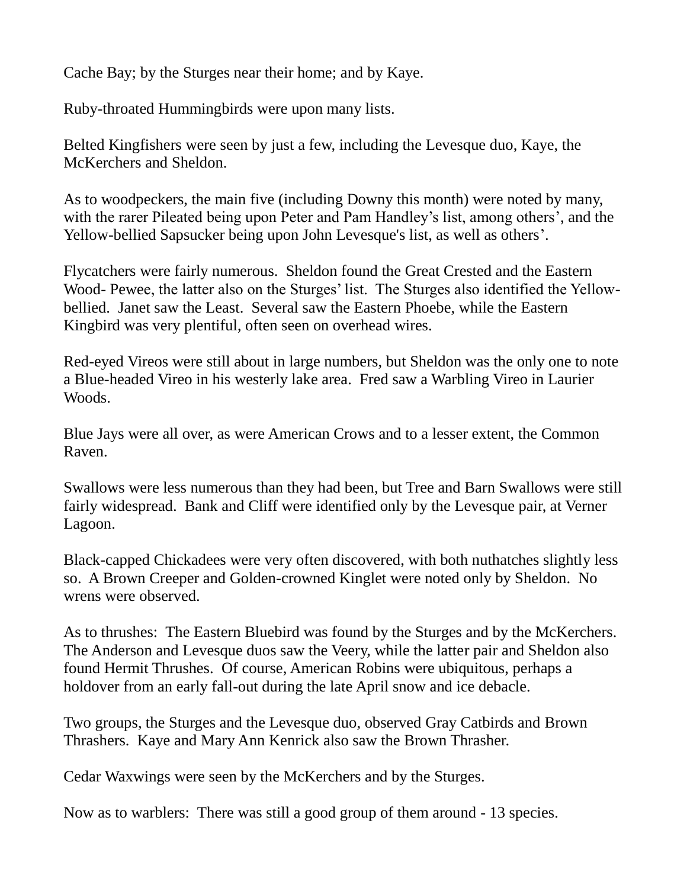Cache Bay; by the Sturges near their home; and by Kaye.

Ruby-throated Hummingbirds were upon many lists.

Belted Kingfishers were seen by just a few, including the Levesque duo, Kaye, the McKerchers and Sheldon.

As to woodpeckers, the main five (including Downy this month) were noted by many, with the rarer Pileated being upon Peter and Pam Handley's list, among others', and the Yellow-bellied Sapsucker being upon John Levesque's list, as well as others'.

Flycatchers were fairly numerous. Sheldon found the Great Crested and the Eastern Wood- Pewee, the latter also on the Sturges' list. The Sturges also identified the Yellow-bellied. Janet saw the Least. Several saw the Eastern Phoebe, while the Eastern Kingbird was very plentiful, often seen on overhead wires.

Red-eyed Vireos were still about in large numbers, but Sheldon was the only one to note a Blue-headed Vireo in his westerly lake area. Fred saw a Warbling Vireo in Laurier Woods.

Blue Jays were all over, as were American Crows and to a lesser extent, the Common Raven.

Swallows were less numerous than they had been, but Tree and Barn Swallows were still fairly widespread. Bank and Cliff were identified only by the Levesque pair, at Verner Lagoon.

Black-capped Chickadees were very often discovered, with both nuthatches slightly less so. A Brown Creeper and Golden-crowned Kinglet were noted only by Sheldon. No wrens were observed.

As to thrushes: The Eastern Bluebird was found by the Sturges and by the McKerchers. The Anderson and Levesque duos saw the Veery, while the latter pair and Sheldon also found Hermit Thrushes. Of course, American Robins were ubiquitous, perhaps a holdover from an early fall-out during the late April snow and ice debacle.

Two groups, the Sturges and the Levesque duo, observed Gray Catbirds and Brown Thrashers. Kaye and Mary Ann Kenrick also saw the Brown Thrasher.

Cedar Waxwings were seen by the McKerchers and by the Sturges.

Now as to warblers: There was still a good group of them around - 13 species.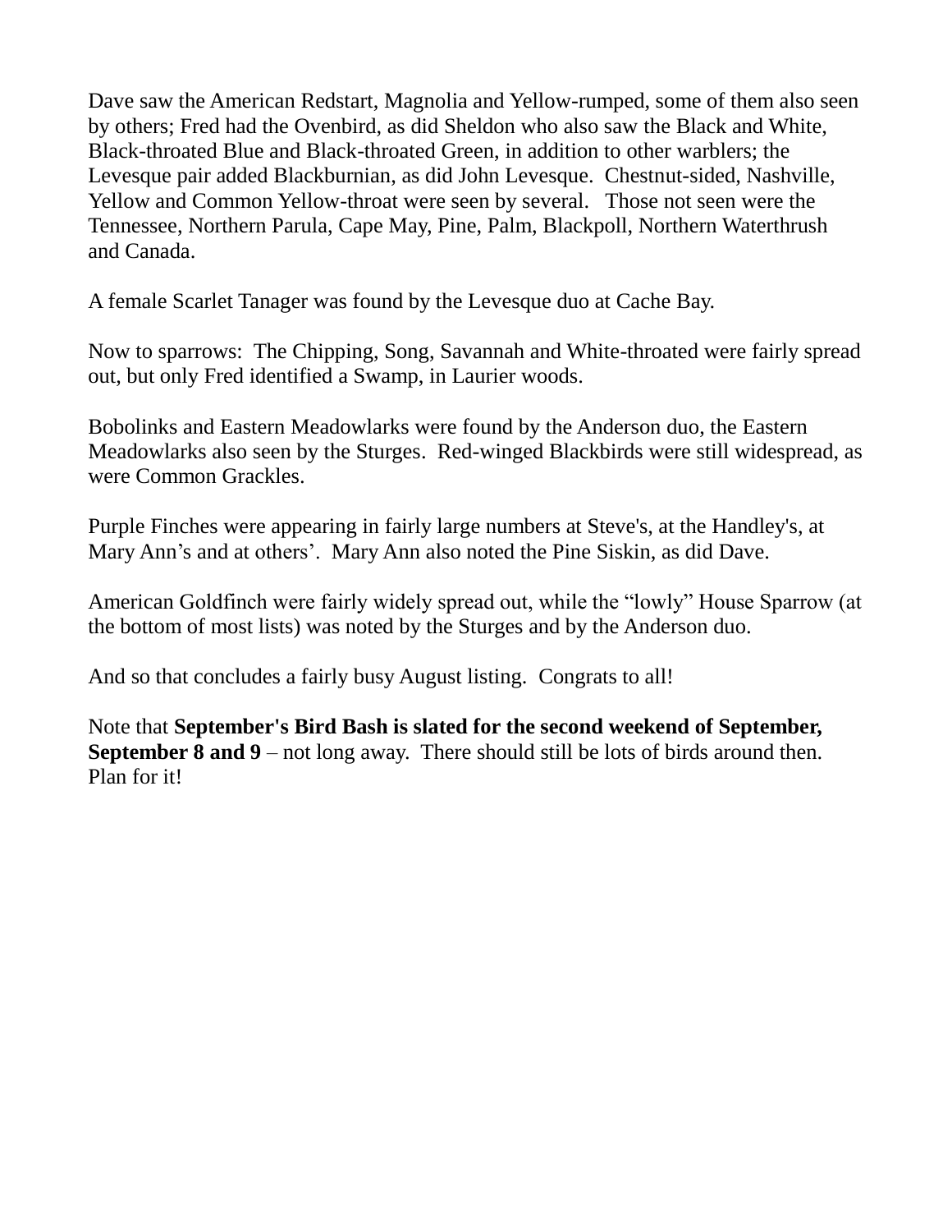Dave saw the American Redstart, Magnolia and Yellow-rumped, some of them also seen by others; Fred had the Ovenbird, as did Sheldon who also saw the Black and White, Black-throated Blue and Black-throated Green, in addition to other warblers; the Levesque pair added Blackburnian, as did John Levesque. Chestnut-sided, Nashville, Yellow and Common Yellow-throat were seen by several. Those not seen were the Tennessee, Northern Parula, Cape May, Pine, Palm, Blackpoll, Northern Waterthrush and Canada.

A female Scarlet Tanager was found by the Levesque duo at Cache Bay.

Now to sparrows: The Chipping, Song, Savannah and White-throated were fairly spread out, but only Fred identified a Swamp, in Laurier woods.

Bobolinks and Eastern Meadowlarks were found by the Anderson duo, the Eastern Meadowlarks also seen by the Sturges. Red-winged Blackbirds were still widespread, as were Common Grackles.

Purple Finches were appearing in fairly large numbers at Steve's, at the Handley's, at Mary Ann's and at others'. Mary Ann also noted the Pine Siskin, as did Dave.

American Goldfinch were fairly widely spread out, while the "lowly" House Sparrow (at the bottom of most lists) was noted by the Sturges and by the Anderson duo.

And so that concludes a fairly busy August listing. Congrats to all!

Note that **September's Bird Bash is slated for the second weekend of September, September 8 and 9** – not long away. There should still be lots of birds around then. Plan for it!